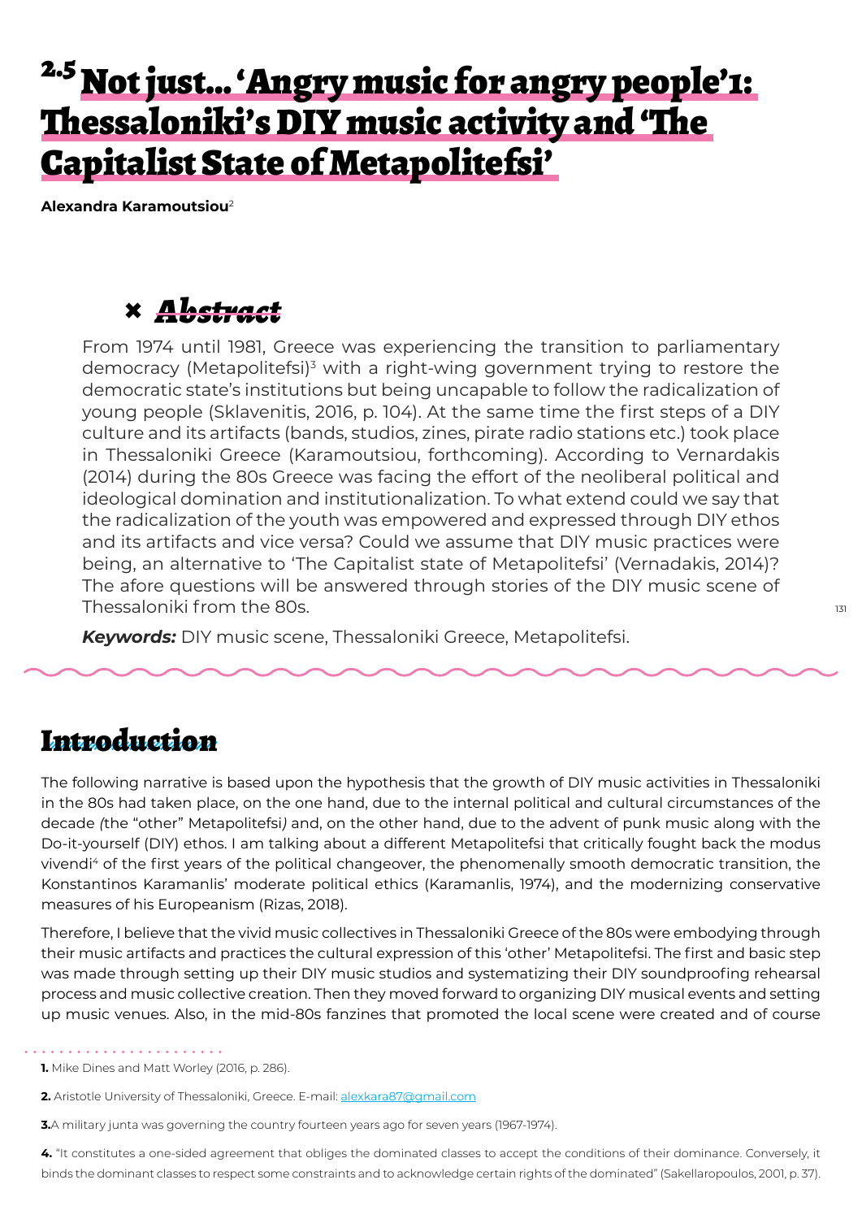# 2.5 Not just… 'Angry music for angry people'[1]: Thessaloniki's DIY music activity and 'The Capitalist State of Metapolitefsi'

**Alexandra Karamoutsiou**[2]

## Abstract

From 1974 until 1981, Greece was experiencing the transition to parliamentary democracy (Metapolitefsi)[3] with a right-wing government trying to restore the democratic state's institutions but being uncapable to follow the radicalization of young people (Sklavenitis, 2016, p. 104). At the same time the first steps of a DIY culture and its artifacts (bands, studios, zines, pirate radio stations etc.) took place in Thessaloniki Greece (Karamoutsiou, forthcoming). According to Vernardakis (2014) during the 80s Greece was facing the effort of the neoliberal political and ideological domination and institutionalization. To what extend could we say that the radicalization of the youth was empowered and expressed through DIY ethos and its artifacts and vice versa? Could we assume that DIY music practices were being, an alternative to 'The Capitalist state of Metapolitefsi' (Vernadakis, 2014)? The afore questions will be answered through stories of the DIY music scene of Thessaloniki from the 80s.

***Keywords:*** DIY music scene, Thessaloniki Greece, Metapolitefsi.

## Introduction

The following narrative is based upon the hypothesis that the growth of DIY music activities in Thessaloniki in the 80s had taken place, on the one hand, due to the internal political and cultural circumstances of the decade *(*the "other" Metapolitefsi*)* and, on the other hand, due to the advent of punk music along with the Do-it-yourself (DIY) ethos. I am talking about a different Metapolitefsi that critically fought back the modus vivendi[4] of the first years of the political changeover, the phenomenally smooth democratic transition, the Konstantinos Karamanlis' moderate political ethics (Karamanlis, 1974), and the modernizing conservative measures of his Europeanism (Rizas, 2018).

Therefore, I believe that the vivid music collectives in Thessaloniki Greece of the 80s were embodying through their music artifacts and practices the cultural expression of this 'other' Metapolitefsi. The first and basic step was made through setting up their DIY music studios and systematizing their DIY soundproofing rehearsal process and music collective creation. Then they moved forward to organizing DIY musical events and setting up music venues. Also, in the mid-80s fanzines that promoted the local scene were created and of course

---

**1.** Mike Dines and Matt Worley (2016, p. 286).

**2.** Aristotle University of Thessaloniki, Greece. E-mail: alexkara87@gmail.com

**3.** A military junta was governing the country fourteen years ago for seven years (1967-1974).

**4.** "It constitutes a one-sided agreement that obliges the dominated classes to accept the conditions of their dominance. Conversely, it binds the dominant classes to respect some constraints and to acknowledge certain rights of the dominated" (Sakellaropoulos, 2001, p. 37).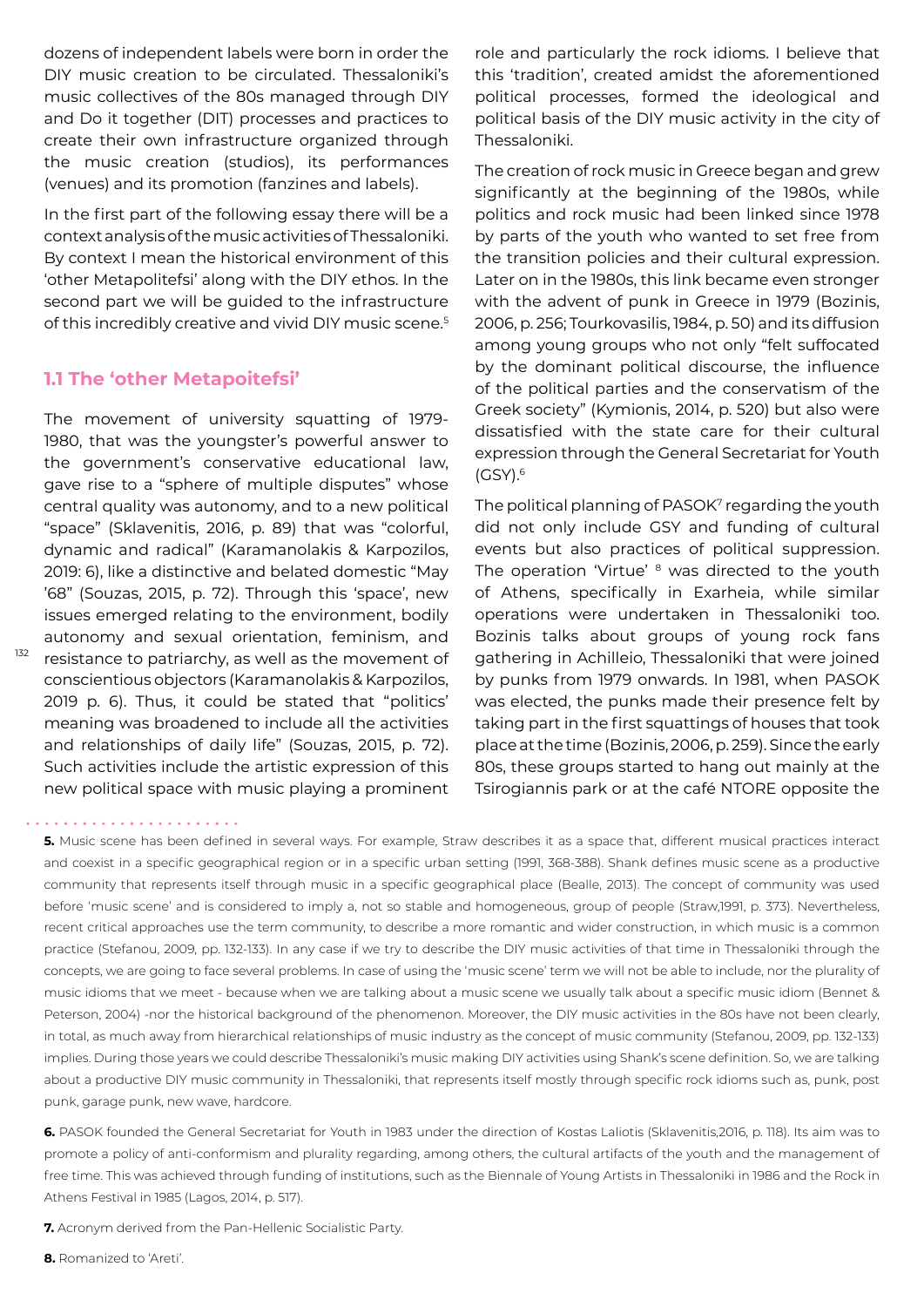dozens of independent labels were born in order the DIY music creation to be circulated. Thessaloniki's music collectives of the 80s managed through DIY and Do it together (DIT) processes and practices to create their own infrastructure organized through the music creation (studios), its performances (venues) and its promotion (fanzines and labels).

In the first part of the following essay there will be a context analysis of the music activities of Thessaloniki. By context I mean the historical environment of this 'other Metapolitefsi' along with the DIY ethos. In the second part we will be guided to the infrastructure of this incredibly creative and vivid DIY music scene.[5]

## 1.1 The 'other Metapoitefsi'

The movement of university squatting of 1979-1980, that was the youngster's powerful answer to the government's conservative educational law, gave rise to a "sphere of multiple disputes" whose central quality was autonomy, and to a new political "space" (Sklavenitis, 2016, p. 89) that was "colorful, dynamic and radical" (Karamanolakis & Karpozilos, 2019: 6), like a distinctive and belated domestic "May '68" (Souzas, 2015, p. 72). Through this 'space', new issues emerged relating to the environment, bodily autonomy and sexual orientation, feminism, and resistance to patriarchy, as well as the movement of conscientious objectors (Karamanolakis & Karpozilos, 2019 p. 6). Thus, it could be stated that "politics' meaning was broadened to include all the activities and relationships of daily life" (Souzas, 2015, p. 72). Such activities include the artistic expression of this new political space with music playing a prominent role and particularly the rock idioms. I believe that this 'tradition', created amidst the aforementioned political processes, formed the ideological and political basis of the DIY music activity in the city of Thessaloniki.

The creation of rock music in Greece began and grew significantly at the beginning of the 1980s, while politics and rock music had been linked since 1978 by parts of the youth who wanted to set free from the transition policies and their cultural expression. Later on in the 1980s, this link became even stronger with the advent of punk in Greece in 1979 (Bozinis, 2006, p. 256; Tourkovasilis, 1984, p. 50) and its diffusion among young groups who not only "felt suffocated by the dominant political discourse, the influence of the political parties and the conservatism of the Greek society" (Kymionis, 2014, p. 520) but also were dissatisfied with the state care for their cultural expression through the General Secretariat for Youth (GSY).[6]

The political planning of PASOK[7] regarding the youth did not only include GSY and funding of cultural events but also practices of political suppression. The operation 'Virtue' [8] was directed to the youth of Athens, specifically in Exarheia, while similar operations were undertaken in Thessaloniki too. Bozinis talks about groups of young rock fans gathering in Achilleio, Thessaloniki that were joined by punks from 1979 onwards. In 1981, when PASOK was elected, the punks made their presence felt by taking part in the first squattings of houses that took place at the time (Bozinis, 2006, p. 259). Since the early 80s, these groups started to hang out mainly at the Tsirogiannis park or at the café NTORE opposite the

**5.** Music scene has been defined in several ways. For example, Straw describes it as a space that, different musical practices interact and coexist in a specific geographical region or in a specific urban setting (1991, 368-388). Shank defines music scene as a productive community that represents itself through music in a specific geographical place (Bealle, 2013). The concept of community was used before 'music scene' and is considered to imply a, not so stable and homogeneous, group of people (Straw,1991, p. 373). Nevertheless, recent critical approaches use the term community, to describe a more romantic and wider construction, in which music is a common practice (Stefanou, 2009, pp. 132-133). In any case if we try to describe the DIY music activities of that time in Thessaloniki through the concepts, we are going to face several problems. In case of using the 'music scene' term we will not be able to include, nor the plurality of music idioms that we meet - because when we are talking about a music scene we usually talk about a specific music idiom (Bennet & Peterson, 2004) -nor the historical background of the phenomenon. Moreover, the DIY music activities in the 80s have not been clearly, in total, as much away from hierarchical relationships of music industry as the concept of music community (Stefanou, 2009, pp. 132-133) implies. During those years we could describe Thessaloniki's music making DIY activities using Shank's scene definition. So, we are talking about a productive DIY music community in Thessaloniki, that represents itself mostly through specific rock idioms such as, punk, post punk, garage punk, new wave, hardcore.

**6.** PASOK founded the General Secretariat for Youth in 1983 under the direction of Kostas Laliotis (Sklavenitis,2016, p. 118). Its aim was to promote a policy of anti-conformism and plurality regarding, among others, the cultural artifacts of the youth and the management of free time. This was achieved through funding of institutions, such as the Biennale of Young Artists in Thessaloniki in 1986 and the Rock in Athens Festival in 1985 (Lagos, 2014, p. 517).

**7.** Acronym derived from the Pan-Hellenic Socialistic Party.

**8.** Romanized to 'Areti'.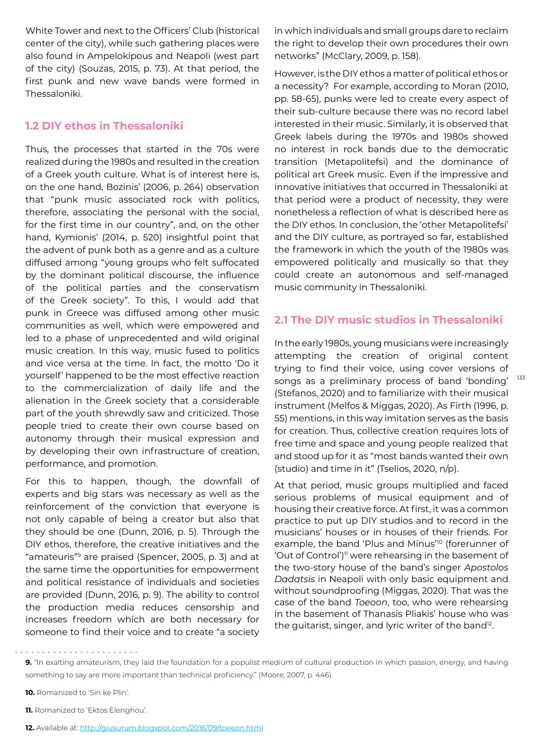White Tower and next to the Officers' Club (historical center of the city), while such gathering places were also found in Ampelokipous and Neapoli (west part of the city) (Souzas, 2015, p. 73). At that period, the first punk and new wave bands were formed in Thessaloniki.

## 1.2 DIY ethos in Thessaloniki

Thus, the processes that started in the 70s were realized during the 1980s and resulted in the creation of a Greek youth culture. What is of interest here is, on the one hand, Bozinis' (2006, p. 264) observation that "punk music associated rock with politics, therefore, associating the personal with the social, for the first time in our country", and, on the other hand, Kymionis' (2014, p. 520) insightful point that the advent of punk both as a genre and as a culture diffused among "young groups who felt suffocated by the dominant political discourse, the influence of the political parties and the conservatism of the Greek society". To this, I would add that punk in Greece was diffused among other music communities as well, which were empowered and led to a phase of unprecedented and wild original music creation. In this way, music fused to politics and vice versa at the time. In fact, the motto 'Do it yourself' happened to be the most effective reaction to the commercialization of daily life and the alienation in the Greek society that a considerable part of the youth shrewdly saw and criticized. Those people tried to create their own course based on autonomy through their musical expression and by developing their own infrastructure of creation, performance, and promotion.

For this to happen, though, the downfall of experts and big stars was necessary as well as the reinforcement of the conviction that everyone is not only capable of being a creator but also that they should be one (Dunn, 2016, p. 5). Through the DIY ethos, therefore, the creative initiatives and the "amateuris"[9] are praised (Spencer, 2005, p. 3) and at the same time the opportunities for empowerment and political resistance of individuals and societies are provided (Dunn, 2016, p. 9). The ability to control the production media reduces censorship and increases freedom which are both necessary for someone to find their voice and to create "a society in which individuals and small groups dare to reclaim the right to develop their own procedures their own networks" (McClary, 2009, p. 158).

However, is the DIY ethos a matter of political ethos or a necessity? For example, according to Moran (2010, pp. 58-65), punks were led to create every aspect of their sub-culture because there was no record label interested in their music. Similarly, it is observed that Greek labels during the 1970s and 1980s showed no interest in rock bands due to the democratic transition (Metapolitefsi) and the dominance of political art Greek music. Even if the impressive and innovative initiatives that occurred in Thessaloniki at that period were a product of necessity, they were nonetheless a reflection of what is described here as the DIY ethos. In conclusion, the 'other Metapolitefsi' and the DIY culture, as portrayed so far, established the framework in which the youth of the 1980s was empowered politically and musically so that they could create an autonomous and self-managed music community in Thessaloniki.

## 2.1 The DIY music studios in Thessaloniki

In the early 1980s, young musicians were increasingly attempting the creation of original content trying to find their voice, using cover versions of songs as a preliminary process of band 'bonding' (Stefanos, 2020) and to familiarize with their musical instrument (Melfos & Miggas, 2020). As Firth (1996, p. 55) mentions, in this way imitation serves as the basis for creation. Thus, collective creation requires lots of free time and space and young people realized that and stood up for it as "most bands wanted their own (studio) and time in it" (Tselios, 2020, n/p).

At that period, music groups multiplied and faced serious problems of musical equipment and of housing their creative force. At first, it was a common practice to put up DIY studios and to record in the musicians' houses or in houses of their friends. For example, the band 'Plus and Minus'[10] (forerunner of 'Out of Control')[11] were rehearsing in the basement of the two-story house of the band's singer *Apostolos Dadatsis* in Neapoli with only basic equipment and without soundproofing (Miggas, 2020). That was the case of the band *Toeoon*, too, who were rehearsing in the basement of Thanasis Pliakis' house who was the guitarist, singer, and lyric writer of the band[12].

---

**9.** "In exalting amateurism, they laid the foundation for a populist medium of cultural production in which passion, energy, and having something to say are more important than technical proficiency." (Moore, 2007, p. 446).

**10.** Romanized to 'Sin ke Plin'.

**11.** Romanized to 'Ektos Elenghou'.

**12.** Available at: http://giusurum.blogspot.com/2016/09/toeeon.html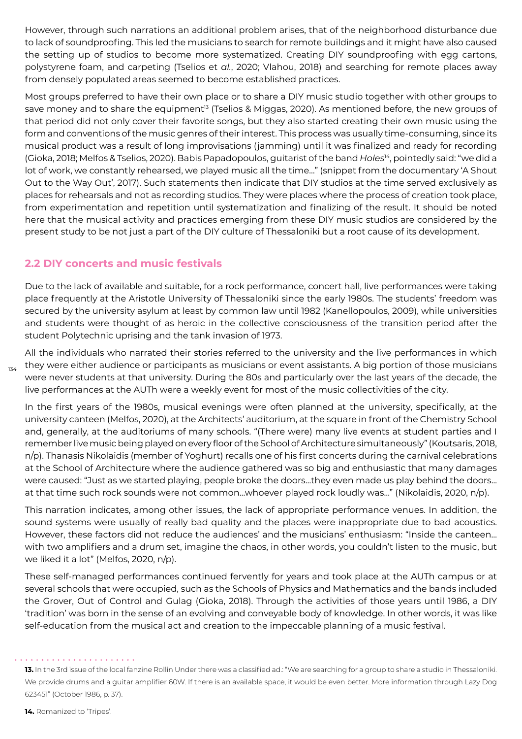However, through such narrations an additional problem arises, that of the neighborhood disturbance due to lack of soundproofing. This led the musicians to search for remote buildings and it might have also caused the setting up of studios to become more systematized. Creating DIY soundproofing with egg cartons, polystyrene foam, and carpeting (Tselios et *al.*, 2020; Vlahou, 2018) and searching for remote places away from densely populated areas seemed to become established practices.

Most groups preferred to have their own place or to share a DIY music studio together with other groups to save money and to share the equipment[13] (Tselios & Miggas, 2020). As mentioned before, the new groups of that period did not only cover their favorite songs, but they also started creating their own music using the form and conventions of the music genres of their interest. This process was usually time-consuming, since its musical product was a result of long improvisations (jamming) until it was finalized and ready for recording (Gioka, 2018; Melfos & Tselios, 2020). Babis Papadopoulos, guitarist of the band *Holes*[14], pointedly said: "we did a lot of work, we constantly rehearsed, we played music all the time..." (snippet from the documentary 'A Shout Out to the Way Out', 2017). Such statements then indicate that DIY studios at the time served exclusively as places for rehearsals and not as recording studios. They were places where the process of creation took place, from experimentation and repetition until systematization and finalizing of the result. It should be noted here that the musical activity and practices emerging from these DIY music studios are considered by the present study to be not just a part of the DIY culture of Thessaloniki but a root cause of its development.

## 2.2 DIY concerts and music festivals

Due to the lack of available and suitable, for a rock performance, concert hall, live performances were taking place frequently at the Aristotle University of Thessaloniki since the early 1980s. The students' freedom was secured by the university asylum at least by common law until 1982 (Kanellopoulos, 2009), while universities and students were thought of as heroic in the collective consciousness of the transition period after the student Polytechnic uprising and the tank invasion of 1973.

All the individuals who narrated their stories referred to the university and the live performances in which they were either audience or participants as musicians or event assistants. A big portion of those musicians were never students at that university. During the 80s and particularly over the last years of the decade, the live performances at the AUTh were a weekly event for most of the music collectivities of the city.

In the first years of the 1980s, musical evenings were often planned at the university, specifically, at the university canteen (Melfos, 2020), at the Architects' auditorium, at the square in front of the Chemistry School and, generally, at the auditoriums of many schools. "(There were) many live events at student parties and I remember live music being played on every floor of the School of Architecture simultaneously" (Koutsaris, 2018, n/p). Thanasis Nikolaidis (member of Yoghurt) recalls one of his first concerts during the carnival celebrations at the School of Architecture where the audience gathered was so big and enthusiastic that many damages were caused: "Just as we started playing, people broke the doors...they even made us play behind the doors... at that time such rock sounds were not common...whoever played rock loudly was..." (Nikolaidis, 2020, n/p).

This narration indicates, among other issues, the lack of appropriate performance venues. In addition, the sound systems were usually of really bad quality and the places were inappropriate due to bad acoustics. However, these factors did not reduce the audiences' and the musicians' enthusiasm: "Inside the canteen... with two amplifiers and a drum set, imagine the chaos, in other words, you couldn't listen to the music, but we liked it a lot" (Melfos, 2020, n/p).

These self-managed performances continued fervently for years and took place at the AUTh campus or at several schools that were occupied, such as the Schools of Physics and Mathematics and the bands included the Grover, Out of Control and Gulag (Gioka, 2018). Through the activities of those years until 1986, a DIY 'tradition' was born in the sense of an evolving and conveyable body of knowledge. In other words, it was like self-education from the musical act and creation to the impeccable planning of a music festival.

**13.** In the 3rd issue of the local fanzine Rollin Under there was a classified ad.: "We are searching for a group to share a studio in Thessaloniki. We provide drums and a guitar amplifier 60W. If there is an available space, it would be even better. More information through Lazy Dog 623451" (October 1986, p. 37).

**14.** Romanized to 'Tripes'.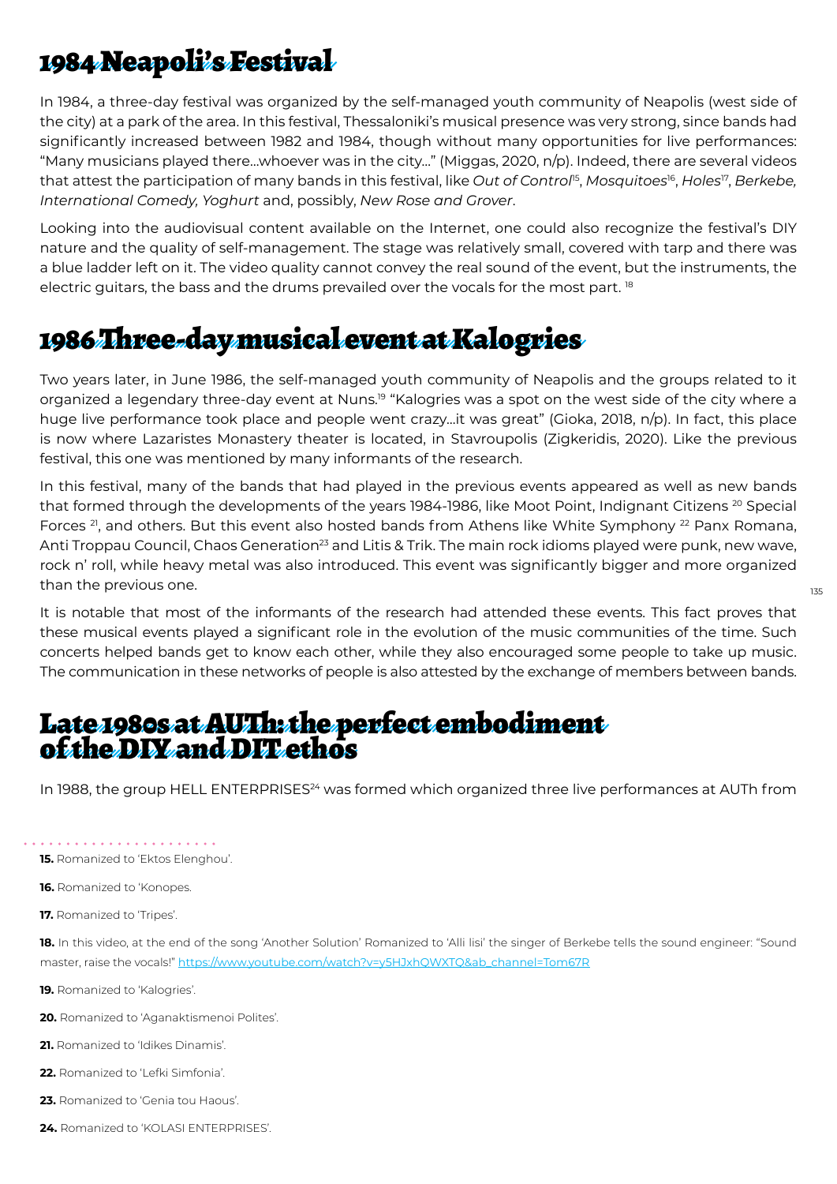## 1984 Neapoli's Festival

In 1984, a three-day festival was organized by the self-managed youth community of Neapolis (west side of the city) at a park of the area. In this festival, Thessaloniki's musical presence was very strong, since bands had significantly increased between 1982 and 1984, though without many opportunities for live performances: "Many musicians played there...whoever was in the city..." (Miggas, 2020, n/p). Indeed, there are several videos that attest the participation of many bands in this festival, like *Out of Control*[15], *Mosquitoes*[16], *Holes*[17], *Berkebe, International Comedy, Yoghurt* and, possibly, *New Rose and Grover*.

Looking into the audiovisual content available on the Internet, one could also recognize the festival's DIY nature and the quality of self-management. The stage was relatively small, covered with tarp and there was a blue ladder left on it. The video quality cannot convey the real sound of the event, but the instruments, the electric guitars, the bass and the drums prevailed over the vocals for the most part. [18]

## 1986 Three-day musical event at Kalogries

Two years later, in June 1986, the self-managed youth community of Neapolis and the groups related to it organized a legendary three-day event at Nuns.[19] "Kalogries was a spot on the west side of the city where a huge live performance took place and people went crazy...it was great" (Gioka, 2018, n/p). In fact, this place is now where Lazaristes Monastery theater is located, in Stavroupolis (Zigkeridis, 2020). Like the previous festival, this one was mentioned by many informants of the research.

In this festival, many of the bands that had played in the previous events appeared as well as new bands that formed through the developments of the years 1984-1986, like Moot Point, Indignant Citizens [20] Special Forces [21], and others. But this event also hosted bands from Athens like White Symphony [22] Panx Romana, Anti Troppau Council, Chaos Generation[23] and Litis & Trik. The main rock idioms played were punk, new wave, rock n' roll, while heavy metal was also introduced. This event was significantly bigger and more organized than the previous one.

It is notable that most of the informants of the research had attended these events. This fact proves that these musical events played a significant role in the evolution of the music communities of the time. Such concerts helped bands get to know each other, while they also encouraged some people to take up music. The communication in these networks of people is also attested by the exchange of members between bands.

## Late 1980s at AUTh: the perfect embodiment of the DIY and DIT ethos

In 1988, the group HELL ENTERPRISES[24] was formed which organized three live performances at AUTh from

---

**15.** Romanized to 'Ektos Elenghou'.

**16.** Romanized to 'Konopes.

**17.** Romanized to 'Tripes'.

**18.** In this video, at the end of the song 'Another Solution' Romanized to 'Alli lisi' the singer of Berkebe tells the sound engineer: "Sound master, raise the vocals!" https://www.youtube.com/watch?v=y5HJxhQWXTQ&ab_channel=Tom67R

**19.** Romanized to 'Kalogries'.

**20.** Romanized to 'Aganaktismenoi Polites'.

**21.** Romanized to 'Idikes Dinamis'.

**22.** Romanized to 'Lefki Simfonia'.

**23.** Romanized to 'Genia tou Haous'.

**24.** Romanized to 'KOLASI ENTERPRISES'.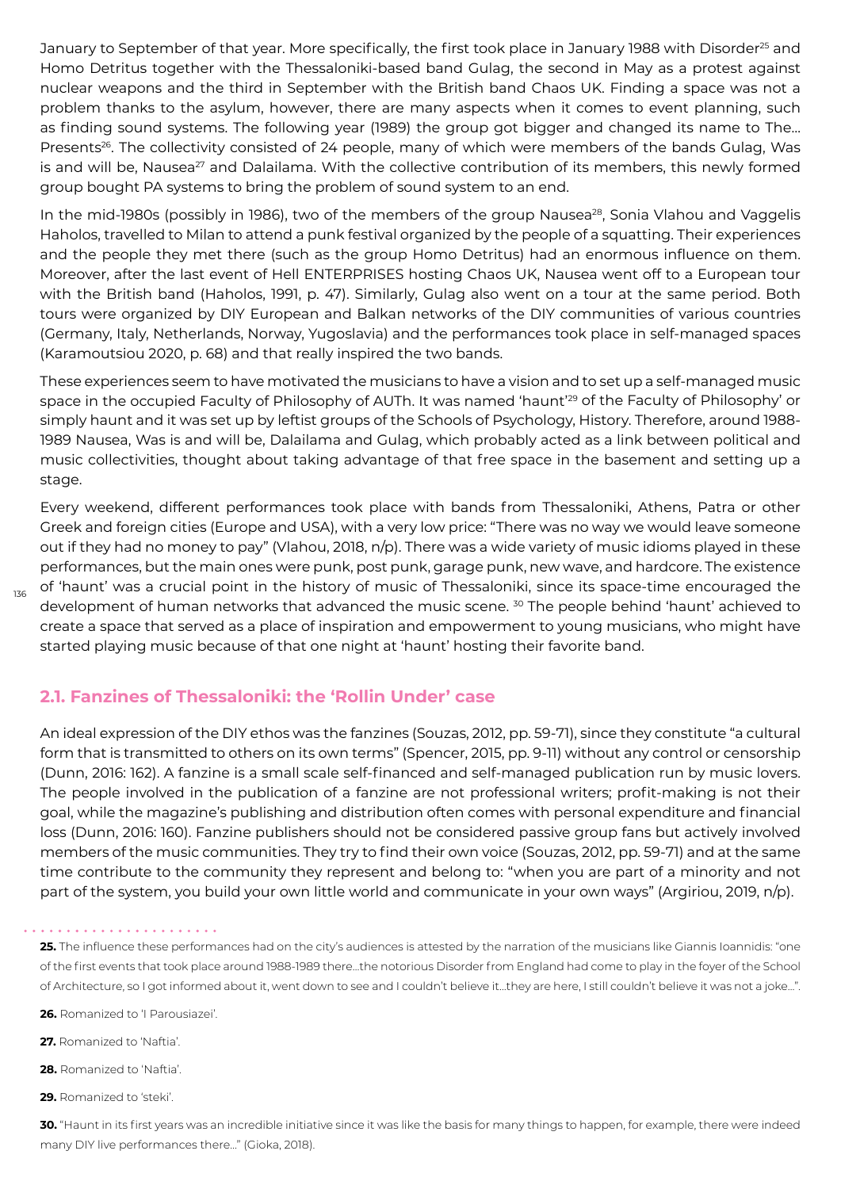January to September of that year. More specifically, the first took place in January 1988 with Disorder[25] and Homo Detritus together with the Thessaloniki-based band Gulag, the second in May as a protest against nuclear weapons and the third in September with the British band Chaos UK. Finding a space was not a problem thanks to the asylum, however, there are many aspects when it comes to event planning, such as finding sound systems. The following year (1989) the group got bigger and changed its name to The… Presents[26]. The collectivity consisted of 24 people, many of which were members of the bands Gulag, Was is and will be, Nausea[27] and Dalailama. With the collective contribution of its members, this newly formed group bought PA systems to bring the problem of sound system to an end.

In the mid-1980s (possibly in 1986), two of the members of the group Nausea[28], Sonia Vlahou and Vaggelis Haholos, travelled to Milan to attend a punk festival organized by the people of a squatting. Their experiences and the people they met there (such as the group Homo Detritus) had an enormous influence on them. Moreover, after the last event of Hell ENTERPRISES hosting Chaos UK, Nausea went off to a European tour with the British band (Haholos, 1991, p. 47). Similarly, Gulag also went on a tour at the same period. Both tours were organized by DIY European and Balkan networks of the DIY communities of various countries (Germany, Italy, Netherlands, Norway, Yugoslavia) and the performances took place in self-managed spaces (Karamoutsiou 2020, p. 68) and that really inspired the two bands.

These experiences seem to have motivated the musicians to have a vision and to set up a self-managed music space in the occupied Faculty of Philosophy of AUTh. It was named 'haunt'[29] of the Faculty of Philosophy' or simply haunt and it was set up by leftist groups of the Schools of Psychology, History. Therefore, around 1988-1989 Nausea, Was is and will be, Dalailama and Gulag, which probably acted as a link between political and music collectivities, thought about taking advantage of that free space in the basement and setting up a stage.

Every weekend, different performances took place with bands from Thessaloniki, Athens, Patra or other Greek and foreign cities (Europe and USA), with a very low price: "There was no way we would leave someone out if they had no money to pay" (Vlahou, 2018, n/p). There was a wide variety of music idioms played in these performances, but the main ones were punk, post punk, garage punk, new wave, and hardcore. The existence of 'haunt' was a crucial point in the history of music of Thessaloniki, since its space-time encouraged the development of human networks that advanced the music scene. [30] The people behind 'haunt' achieved to create a space that served as a place of inspiration and empowerment to young musicians, who might have started playing music because of that one night at 'haunt' hosting their favorite band.

## 2.1. Fanzines of Thessaloniki: the 'Rollin Under' case

An ideal expression of the DIY ethos was the fanzines (Souzas, 2012, pp. 59-71), since they constitute "a cultural form that is transmitted to others on its own terms" (Spencer, 2015, pp. 9-11) without any control or censorship (Dunn, 2016: 162). A fanzine is a small scale self-financed and self-managed publication run by music lovers. The people involved in the publication of a fanzine are not professional writers; profit-making is not their goal, while the magazine's publishing and distribution often comes with personal expenditure and financial loss (Dunn, 2016: 160). Fanzine publishers should not be considered passive group fans but actively involved members of the music communities. They try to find their own voice (Souzas, 2012, pp. 59-71) and at the same time contribute to the community they represent and belong to: "when you are part of a minority and not part of the system, you build your own little world and communicate in your own ways" (Argiriou, 2019, n/p).

---

**25.** The influence these performances had on the city's audiences is attested by the narration of the musicians like Giannis Ioannidis: "one of the first events that took place around 1988-1989 there…the notorious Disorder from England had come to play in the foyer of the School of Architecture, so I got informed about it, went down to see and I couldn't believe it…they are here, I still couldn't believe it was not a joke…".

**26.** Romanized to 'I Parousiazei'.

**27.** Romanized to 'Naftia'.

**28.** Romanized to 'Naftia'.

**29.** Romanized to 'steki'.

**30.** "Haunt in its first years was an incredible initiative since it was like the basis for many things to happen, for example, there were indeed many DIY live performances there…" (Gioka, 2018).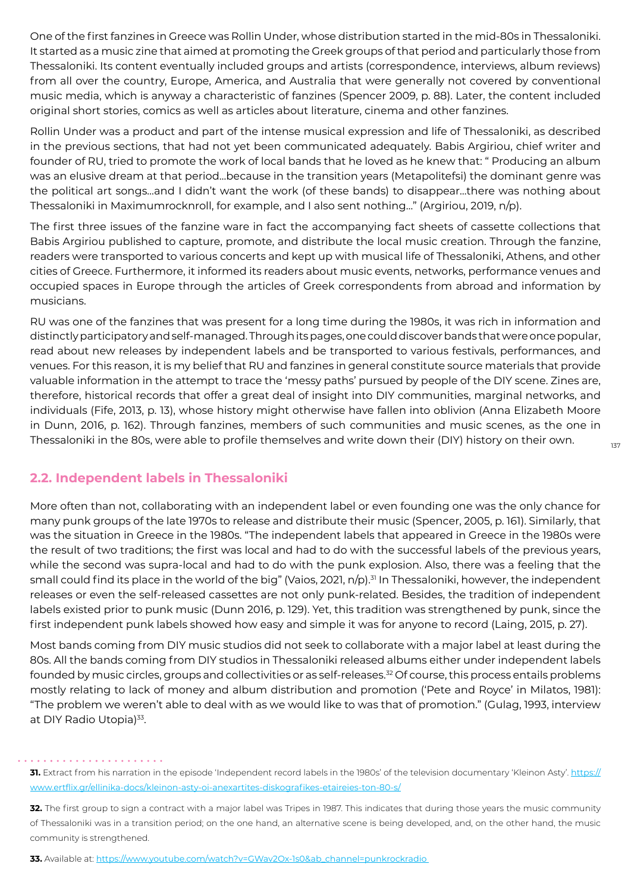One of the first fanzines in Greece was Rollin Under, whose distribution started in the mid-80s in Thessaloniki. It started as a music zine that aimed at promoting the Greek groups of that period and particularly those from Thessaloniki. Its content eventually included groups and artists (correspondence, interviews, album reviews) from all over the country, Europe, America, and Australia that were generally not covered by conventional music media, which is anyway a characteristic of fanzines (Spencer 2009, p. 88). Later, the content included original short stories, comics as well as articles about literature, cinema and other fanzines.

Rollin Under was a product and part of the intense musical expression and life of Thessaloniki, as described in the previous sections, that had not yet been communicated adequately. Babis Argiriou, chief writer and founder of RU, tried to promote the work of local bands that he loved as he knew that: " Producing an album was an elusive dream at that period…because in the transition years (Metapolitefsi) the dominant genre was the political art songs…and I didn't want the work (of these bands) to disappear…there was nothing about Thessaloniki in Maximumrocknroll, for example, and I also sent nothing…" (Argiriou, 2019, n/p).

The first three issues of the fanzine ware in fact the accompanying fact sheets of cassette collections that Babis Argiriou published to capture, promote, and distribute the local music creation. Through the fanzine, readers were transported to various concerts and kept up with musical life of Thessaloniki, Athens, and other cities of Greece. Furthermore, it informed its readers about music events, networks, performance venues and occupied spaces in Europe through the articles of Greek correspondents from abroad and information by musicians.

RU was one of the fanzines that was present for a long time during the 1980s, it was rich in information and distinctly participatory and self-managed. Through its pages, one could discover bands that were once popular, read about new releases by independent labels and be transported to various festivals, performances, and venues. For this reason, it is my belief that RU and fanzines in general constitute source materials that provide valuable information in the attempt to trace the 'messy paths' pursued by people of the DIY scene. Zines are, therefore, historical records that offer a great deal of insight into DIY communities, marginal networks, and individuals (Fife, 2013, p. 13), whose history might otherwise have fallen into oblivion (Anna Elizabeth Moore in Dunn, 2016, p. 162). Through fanzines, members of such communities and music scenes, as the one in Thessaloniki in the 80s, were able to profile themselves and write down their (DIY) history on their own.

## 2.2. Independent labels in Thessaloniki

More often than not, collaborating with an independent label or even founding one was the only chance for many punk groups of the late 1970s to release and distribute their music (Spencer, 2005, p. 161). Similarly, that was the situation in Greece in the 1980s. "The independent labels that appeared in Greece in the 1980s were the result of two traditions; the first was local and had to do with the successful labels of the previous years, while the second was supra-local and had to do with the punk explosion. Also, there was a feeling that the small could find its place in the world of the big" (Vaios, 2021, n/p).[31] In Thessaloniki, however, the independent releases or even the self-released cassettes are not only punk-related. Besides, the tradition of independent labels existed prior to punk music (Dunn 2016, p. 129). Yet, this tradition was strengthened by punk, since the first independent punk labels showed how easy and simple it was for anyone to record (Laing, 2015, p. 27).

Most bands coming from DIY music studios did not seek to collaborate with a major label at least during the 80s. All the bands coming from DIY studios in Thessaloniki released albums either under independent labels founded by music circles, groups and collectivities or as self-releases.[32] Of course, this process entails problems mostly relating to lack of money and album distribution and promotion ('Pete and Royce' in Milatos, 1981): "The problem we weren't able to deal with as we would like to was that of promotion." (Gulag, 1993, interview at DIY Radio Utopia)[33].

**31.** Extract from his narration in the episode 'Independent record labels in the 1980s' of the television documentary 'Kleinon Asty'. https://www.ertflix.gr/ellinika-docs/kleinon-asty-oi-anexartites-diskografikes-etaireies-ton-80-s/

**32.** The first group to sign a contract with a major label was Tripes in 1987. This indicates that during those years the music community of Thessaloniki was in a transition period; on the one hand, an alternative scene is being developed, and, on the other hand, the music community is strengthened.

**33.** Available at: https://www.youtube.com/watch?v=GWav2Ox-1s0&ab_channel=punkrockradio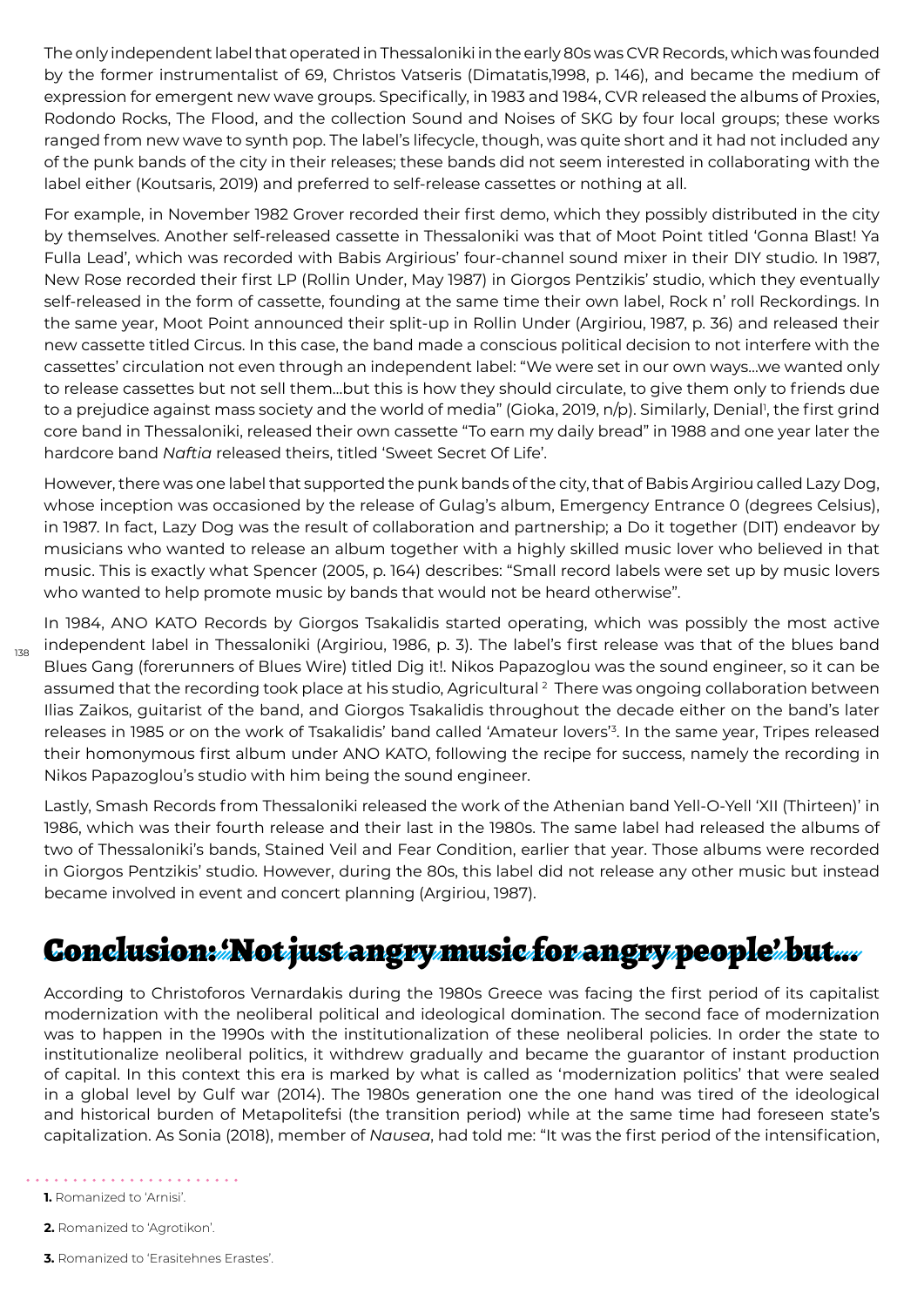The only independent label that operated in Thessaloniki in the early 80s was CVR Records, which was founded by the former instrumentalist of 69, Christos Vatseris (Dimatatis,1998, p. 146), and became the medium of expression for emergent new wave groups. Specifically, in 1983 and 1984, CVR released the albums of Proxies, Rodondo Rocks, The Flood, and the collection Sound and Noises of SKG by four local groups; these works ranged from new wave to synth pop. The label's lifecycle, though, was quite short and it had not included any of the punk bands of the city in their releases; these bands did not seem interested in collaborating with the label either (Koutsaris, 2019) and preferred to self-release cassettes or nothing at all.

For example, in November 1982 Grover recorded their first demo, which they possibly distributed in the city by themselves. Another self-released cassette in Thessaloniki was that of Moot Point titled 'Gonna Blast! Ya Fulla Lead', which was recorded with Babis Argirious' four-channel sound mixer in their DIY studio. In 1987, New Rose recorded their first LP (Rollin Under, May 1987) in Giorgos Pentzikis' studio, which they eventually self-released in the form of cassette, founding at the same time their own label, Rock n' roll Reckordings. In the same year, Moot Point announced their split-up in Rollin Under (Argiriou, 1987, p. 36) and released their new cassette titled Circus. In this case, the band made a conscious political decision to not interfere with the cassettes' circulation not even through an independent label: "We were set in our own ways...we wanted only to release cassettes but not sell them...but this is how they should circulate, to give them only to friends due to a prejudice against mass society and the world of media" (Gioka, 2019, n/p). Similarly, Denial[1], the first grind core band in Thessaloniki, released their own cassette "To earn my daily bread" in 1988 and one year later the hardcore band *Naftia* released theirs, titled 'Sweet Secret Of Life'.

However, there was one label that supported the punk bands of the city, that of Babis Argiriou called Lazy Dog, whose inception was occasioned by the release of Gulag's album, Emergency Entrance 0 (degrees Celsius), in 1987. In fact, Lazy Dog was the result of collaboration and partnership; a Do it together (DIT) endeavor by musicians who wanted to release an album together with a highly skilled music lover who believed in that music. This is exactly what Spencer (2005, p. 164) describes: "Small record labels were set up by music lovers who wanted to help promote music by bands that would not be heard otherwise".

In 1984, ANO KATO Records by Giorgos Tsakalidis started operating, which was possibly the most active independent label in Thessaloniki (Argiriou, 1986, p. 3). The label's first release was that of the blues band Blues Gang (forerunners of Blues Wire) titled Dig it!. Nikos Papazoglou was the sound engineer, so it can be assumed that the recording took place at his studio, Agricultural[2] There was ongoing collaboration between Ilias Zaikos, guitarist of the band, and Giorgos Tsakalidis throughout the decade either on the band's later releases in 1985 or on the work of Tsakalidis' band called 'Amateur lovers'[3]. In the same year, Tripes released their homonymous first album under ANO KATO, following the recipe for success, namely the recording in Nikos Papazoglou's studio with him being the sound engineer.

Lastly, Smash Records from Thessaloniki released the work of the Athenian band Yell-O-Yell 'XII (Thirteen)' in 1986, which was their fourth release and their last in the 1980s. The same label had released the albums of two of Thessaloniki's bands, Stained Veil and Fear Condition, earlier that year. Those albums were recorded in Giorgos Pentzikis' studio. However, during the 80s, this label did not release any other music but instead became involved in event and concert planning (Argiriou, 1987).

## Conclusion: 'Not just angry music for angry people' but...

According to Christoforos Vernardakis during the 1980s Greece was facing the first period of its capitalist modernization with the neoliberal political and ideological domination. The second face of modernization was to happen in the 1990s with the institutionalization of these neoliberal policies. In order the state to institutionalize neoliberal politics, it withdrew gradually and became the guarantor of instant production of capital. In this context this era is marked by what is called as 'modernization politics' that were sealed in a global level by Gulf war (2014). The 1980s generation one the one hand was tired of the ideological and historical burden of Metapolitefsi (the transition period) while at the same time had foreseen state's capitalization. As Sonia (2018), member of *Nausea*, had told me: "It was the first period of the intensification,

**1.** Romanized to 'Arnisi'.

**2.** Romanized to 'Agrotikon'.

**3.** Romanized to 'Erasitehnes Erastes'.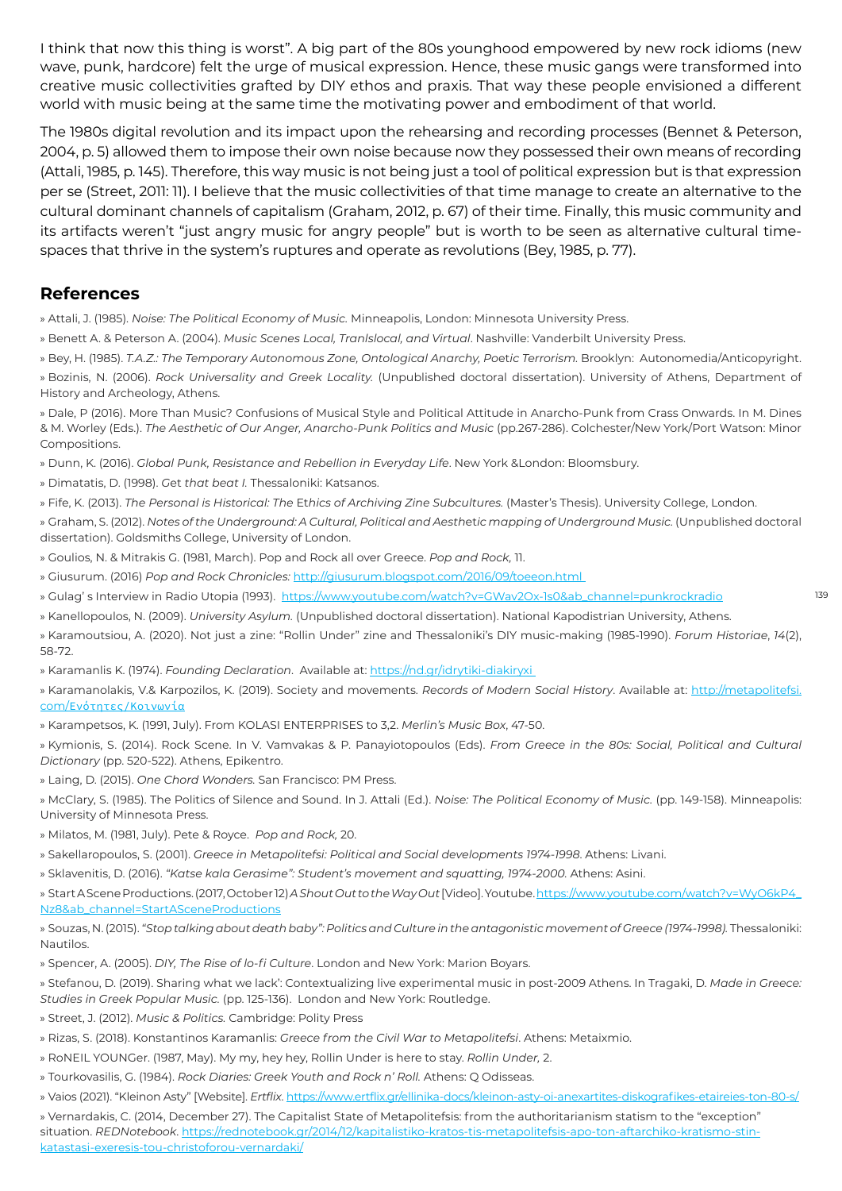I think that now this thing is worst". A big part of the 80s younghood empowered by new rock idioms (new wave, punk, hardcore) felt the urge of musical expression. Hence, these music gangs were transformed into creative music collectivities grafted by DIY ethos and praxis. That way these people envisioned a different world with music being at the same time the motivating power and embodiment of that world.

The 1980s digital revolution and its impact upon the rehearsing and recording processes (Bennet & Peterson, 2004, p. 5) allowed them to impose their own noise because now they possessed their own means of recording (Attali, 1985, p. 145). Therefore, this way music is not being just a tool of political expression but is that expression per se (Street, 2011: 11). I believe that the music collectivities of that time manage to create an alternative to the cultural dominant channels of capitalism (Graham, 2012, p. 67) of their time. Finally, this music community and its artifacts weren't "just angry music for angry people" but is worth to be seen as alternative cultural time-spaces that thrive in the system's ruptures and operate as revolutions (Bey, 1985, p. 77).

## References

» Attali, J. (1985). *Noise: The Political Economy of Music.* Minneapolis, London: Minnesota University Press.

» Benett A. & Peterson A. (2004). *Music Scenes Local, Tranlslocal, and Virtual*. Nashville: Vanderbilt University Press.

» Bey, H. (1985). *T.A.Z.: The Temporary Autonomous Zone, Ontological Anarchy, Poetic Terrorism.* Brooklyn: Autonomedia/Anticopyright.

» Bozinis, N. (2006). *Rock Universality and Greek Locality.* (Unpublished doctoral dissertation). University of Athens, Department of History and Archeology, Athens.

» Dale, P (2016). More Than Music? Confusions of Musical Style and Political Attitude in Anarcho-Punk from Crass Onwards. In M. Dines & M. Worley (Eds.). *The Aesthetic of Our Anger, Anarcho-Punk Politics and Music* (pp.267-286). Colchester/New York/Port Watson: Minor Compositions.

» Dunn, K. (2016). *Global Punk, Resistance and Rebellion in Everyday Life*. New York &London: Bloomsbury.

» Dimatatis, D. (1998). *Get that beat I.* Thessaloniki: Katsanos.

» Fife, K. (2013). *The Personal is Historical: The Ethics of Archiving Zine Subcultures.* (Master's Thesis). University College, London.

» Graham, S. (2012). *Notes of the Underground: A Cultural, Political and Aesthetic mapping of Underground Music.* (Unpublished doctoral dissertation). Goldsmiths College, University of London.

» Goulios, N. & Mitrakis G. (1981, March). Pop and Rock all over Greece. *Pop and Rock,* 11.

» Giusurum. (2016) *Pop and Rock Chronicles:* http://giusurum.blogspot.com/2016/09/toeeon.html

» Gulag' s Interview in Radio Utopia (1993). https://www.youtube.com/watch?v=GWav2Ox-1s0&ab_channel=punkrockradio

» Kanellopoulos, N. (2009). *University Asylum.* (Unpublished doctoral dissertation). National Kapodistrian University, Athens.

» Karamoutsiou, A. (2020). Not just a zine: "Rollin Under" zine and Thessaloniki's DIY music-making (1985-1990). *Forum Historiae*, *14*(2), 58-72.

» Karamanlis K. (1974). *Founding Declaration*. Available at: https://nd.gr/idrytiki-diakiryxi

» Karamanolakis, V.& Karpozilos, K. (2019). Society and movements. *Records of Modern Social History*. Available at: http://metapolitefsi.com/Ενότητες/Κοινωνία

» Karampetsos, K. (1991, July). From KOLASI ENTERPRISES to 3,2. *Merlin's Music Box*, 47-50.

» Kymionis, S. (2014). Rock Scene. In V. Vamvakas & P. Panayiotopoulos (Eds). *From Greece in the 80s: Social, Political and Cultural Dictionary* (pp. 520-522). Athens, Epikentro.

» Laing, D. (2015). *One Chord Wonders.* San Francisco: PM Press.

» McClary, S. (1985). The Politics of Silence and Sound. In J. Attali (Ed.). *Noise: The Political Economy of Music.* (pp. 149-158). Minneapolis: University of Minnesota Press.

» Milatos, M. (1981, July). Pete & Royce. *Pop and Rock,* 20.

» Sakellaropoulos, S. (2001). *Greece in Metapolitefsi: Political and Social developments 1974-1998*. Athens: Livani.

» Sklavenitis, D. (2016). *"Katse kala Gerasime": Student's movement and squatting, 1974-2000.* Athens: Asini.

» Start A Scene Productions. (2017, October 12) *A Shout Out to the Way Out* [Video]. Youtube. https://www.youtube.com/watch?v=WyO6kP4_Nz8&ab_channel=StartASceneProductions

» Souzas, N. (2015). *"Stop talking about death baby": Politics and Culture in the antagonistic movement of Greece (1974-1998).* Thessaloniki: Nautilos.

» Spencer, A. (2005). *DIY, The Rise of lo-fi Culture*. London and New York: Marion Boyars.

» Stefanou, D. (2019). Sharing what we lack': Contextualizing live experimental music in post-2009 Athens. In Tragaki, D. *Made in Greece: Studies in Greek Popular Music.* (pp. 125-136). London and New York: Routledge.

» Street, J. (2012). *Music & Politics.* Cambridge: Polity Press

» Rizas, S. (2018). Konstantinos Karamanlis: *Greece from the Civil War to Metapolitefsi*. Athens: Metaixmio.

» RoNEIL YOUNGer. (1987, May). My my, hey hey, Rollin Under is here to stay. *Rollin Under,* 2.

» Tourkovasilis, G. (1984). *Rock Diaries: Greek Youth and Rock n' Roll.* Athens: Q Odisseas.

» Vaios (2021). "Kleinon Asty" [Website]. *Ertflix*. https://www.ertflix.gr/ellinika-docs/kleinon-asty-oi-anexartites-diskografikes-etaireies-ton-80-s/

» Vernardakis, C. (2014, December 27). The Capitalist State of Metapolitefsis: from the authoritarianism statism to the "exception" situation. *REDNotebook*. https://rednotebook.gr/2014/12/kapitalistiko-kratos-tis-metapolitefsis-apo-ton-aftarchiko-kratismo-stin-katastasi-exeresis-tou-christoforou-vernardaki/